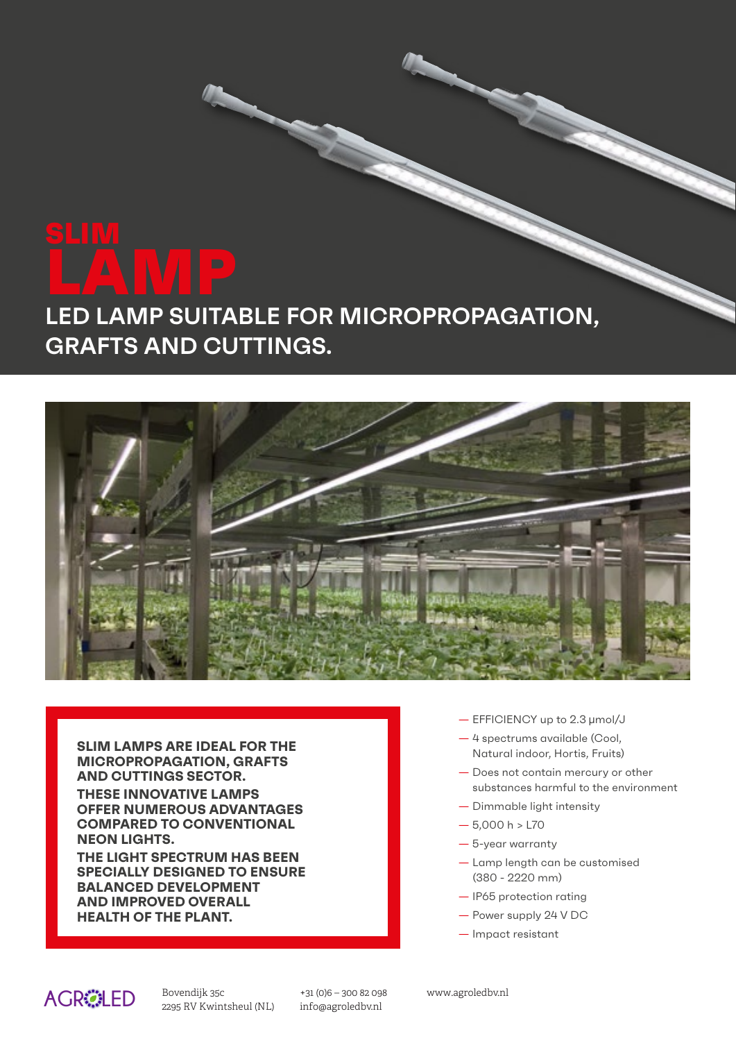# SLIM LAMP

## LED LAMP SUITABLE FOR MICROPROPAGATION, GRAFTS AND CUTTINGS.

**SLIM LAMPS ARE IDEAL FOR THE MICROPROPAGATION, GRAFTS AND CUTTINGS SECTOR.**

**THESE INNOVATIVE LAMPS OFFER NUMEROUS ADVANTAGES COMPARED TO CONVENTIONAL NEON LIGHTS.**

**THE LIGHT SPECTRUM HAS BEEN SPECIALLY DESIGNED TO ENSURE BALANCED DEVELOPMENT AND IMPROVED OVERALL HEALTH OF THE PLANT.**

- EFFICIENCY up to 2.3 μmol/J
- 4 spectrums available (Cool, Natural indoor, Hortis, Fruits)
- Does not contain mercury or other substances harmful to the environment
- Dimmable light intensity
- 5,000 h > L70
- 5-year warranty
- Lamp length can be customised (380 - 2220 mm)
- IP65 protection rating
- Power supply 24 V DC
- Impact resistant

AGROLED

Bovendijk 35c
2295 RV Kwintsheul (NL)

+31 (0)6 – 300 82 098
info@agroledbv.nl

www.agroledbv.nl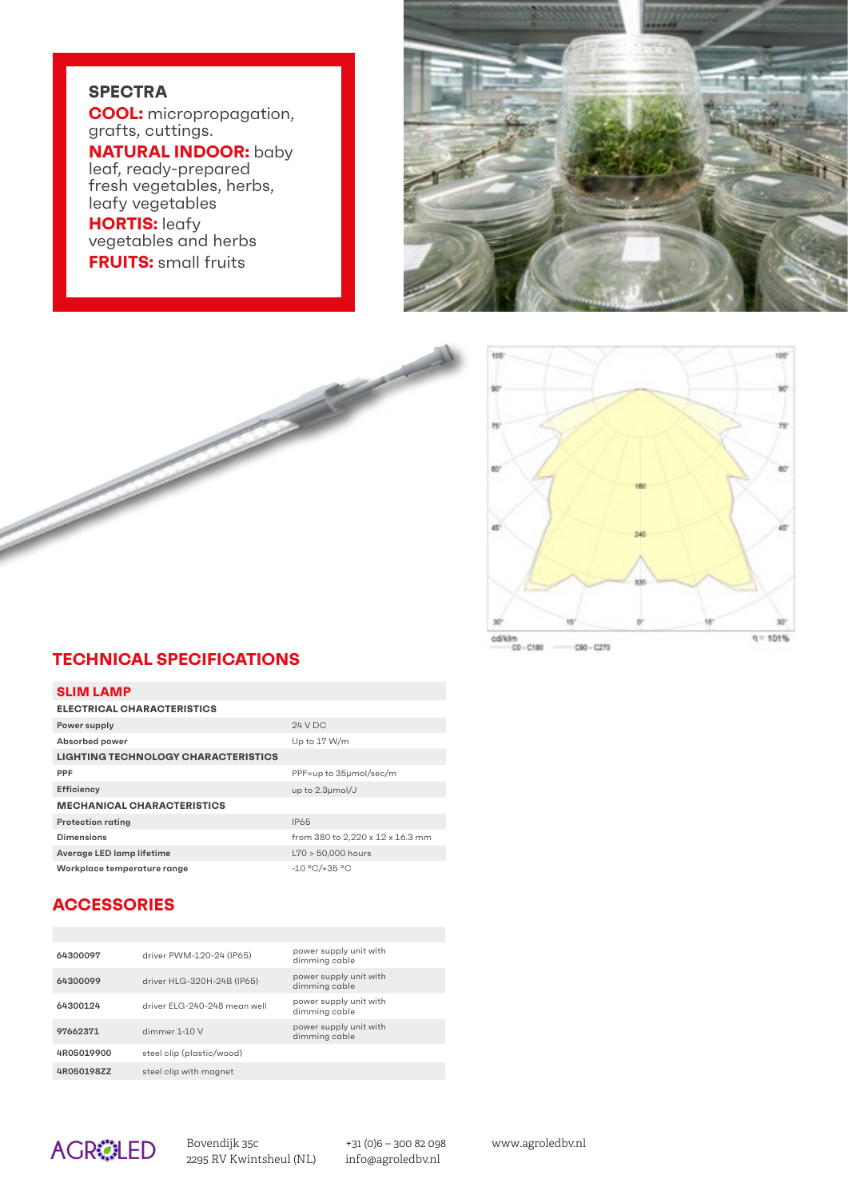**SPECTRA**

**COOL:** micropropagation, grafts, cuttings.

**NATURAL INDOOR:** baby leaf, ready-prepared fresh vegetables, herbs, leafy vegetables

**HORTIS:** leafy vegetables and herbs

**FRUITS:** small fruits

105° 105°
90° 90°
75° 75°
60° 60°
160
45° 45°
240
320
30° 15° 0° 15° 30°
cd/klm
C0 - C180 C90 - C270
η = 101%

## TECHNICAL SPECIFICATIONS

| SLIM LAMP | |
|---|---|
| **ELECTRICAL CHARACTERISTICS** | |
| Power supply | 24 V DC |
| Absorbed power | Up to 17 W/m |
| **LIGHTING TECHNOLOGY CHARACTERISTICS** | |
| PPF | PPF=up to 35μmol/sec/m |
| Efficiency | up to 2.3μmol/J |
| **MECHANICAL CHARACTERISTICS** | |
| Protection rating | IP65 |
| Dimensions | from 380 to 2,220 x 12 x 16.3 mm |
| Average LED lamp lifetime | L70 > 50,000 hours |
| Workplace temperature range | -10 °C/+35 °C |

## ACCESSORIES

| | | |
|---|---|---|
| 64300097 | driver PWM-120-24 (IP65) | power supply unit with dimming cable |
| 64300099 | driver HLG-320H-24B (IP65) | power supply unit with dimming cable |
| 64300124 | driver ELG-240-248 mean well | power supply unit with dimming cable |
| 97662371 | dimmer 1-10 V | power supply unit with dimming cable |
| 4R05019900 | steel clip (plastic/wood) | |
| 4R050198ZZ | steel clip with magnet | |

AGROLED

Bovendijk 35c
2295 RV Kwintsheul (NL)

+31 (0)6 – 300 82 098
info@agroledbv.nl

www.agroledbv.nl